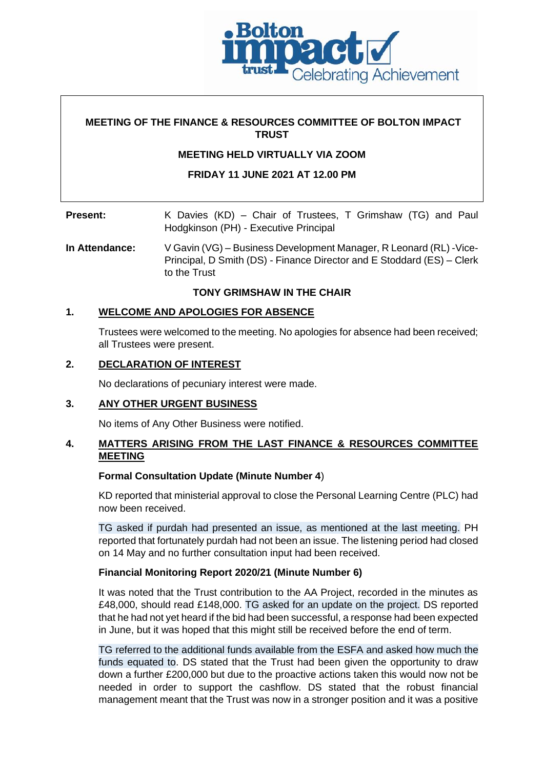**MEETING OF THE FINANCE & RESOURCES COMMITTEE OF BOLTON IMPACT TRUST**

**MEETING HELD VIRTUALLY VIA ZOOM**

**FRIDAY 11 JUNE 2021 AT 12.00 PM**

| | |
|---|---|
| **Present:** | K Davies (KD) – Chair of Trustees, T Grimshaw (TG) and Paul Hodgkinson (PH) - Executive Principal |
| **In Attendance:** | V Gavin (VG) – Business Development Manager, R Leonard (RL) -Vice-Principal, D Smith (DS) - Finance Director and E Stoddard (ES) – Clerk to the Trust |

**TONY GRIMSHAW IN THE CHAIR**

## 1. WELCOME AND APOLOGIES FOR ABSENCE

Trustees were welcomed to the meeting. No apologies for absence had been received; all Trustees were present.

## 2. DECLARATION OF INTEREST

No declarations of pecuniary interest were made.

## 3. ANY OTHER URGENT BUSINESS

No items of Any Other Business were notified.

## 4. MATTERS ARISING FROM THE LAST FINANCE & RESOURCES COMMITTEE MEETING

**Formal Consultation Update (Minute Number 4)**

KD reported that ministerial approval to close the Personal Learning Centre (PLC) had now been received.

TG asked if purdah had presented an issue, as mentioned at the last meeting. PH reported that fortunately purdah had not been an issue. The listening period had closed on 14 May and no further consultation input had been received.

**Financial Monitoring Report 2020/21 (Minute Number 6)**

It was noted that the Trust contribution to the AA Project, recorded in the minutes as £48,000, should read £148,000. TG asked for an update on the project. DS reported that he had not yet heard if the bid had been successful, a response had been expected in June, but it was hoped that this might still be received before the end of term.

TG referred to the additional funds available from the ESFA and asked how much the funds equated to. DS stated that the Trust had been given the opportunity to draw down a further £200,000 but due to the proactive actions taken this would now not be needed in order to support the cashflow. DS stated that the robust financial management meant that the Trust was now in a stronger position and it was a positive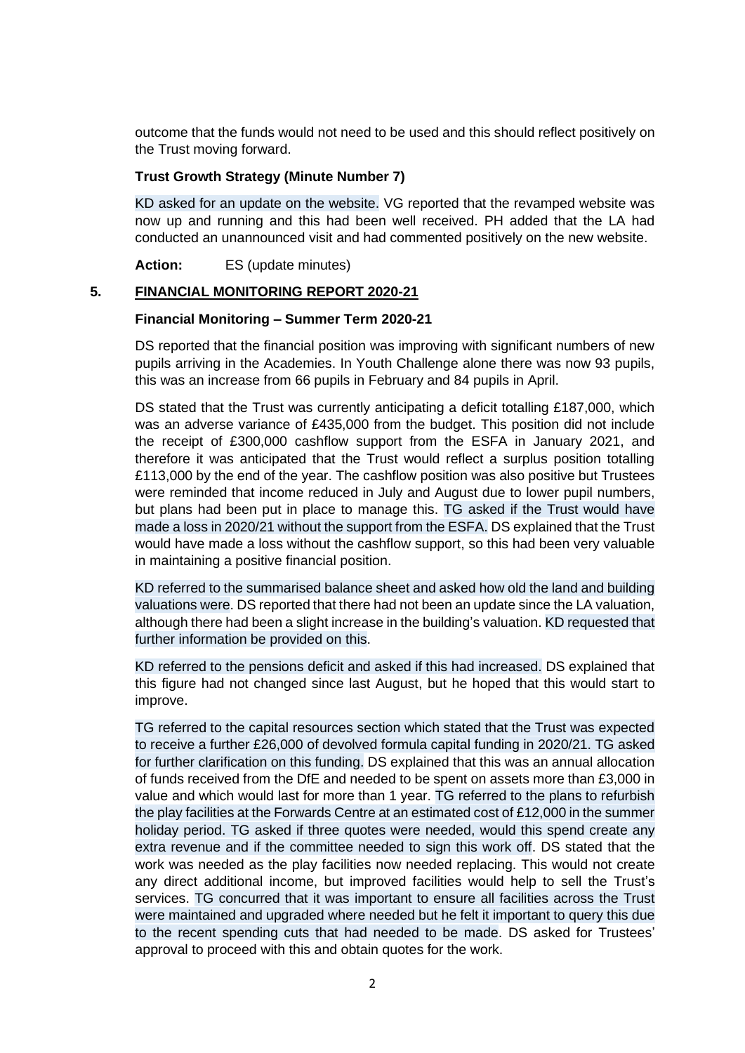outcome that the funds would not need to be used and this should reflect positively on the Trust moving forward.

**Trust Growth Strategy (Minute Number 7)**

KD asked for an update on the website. VG reported that the revamped website was now up and running and this had been well received. PH added that the LA had conducted an unannounced visit and had commented positively on the new website.

**Action:** ES (update minutes)

## 5. FINANCIAL MONITORING REPORT 2020-21

**Financial Monitoring – Summer Term 2020-21**

DS reported that the financial position was improving with significant numbers of new pupils arriving in the Academies. In Youth Challenge alone there was now 93 pupils, this was an increase from 66 pupils in February and 84 pupils in April.

DS stated that the Trust was currently anticipating a deficit totalling £187,000, which was an adverse variance of £435,000 from the budget. This position did not include the receipt of £300,000 cashflow support from the ESFA in January 2021, and therefore it was anticipated that the Trust would reflect a surplus position totalling £113,000 by the end of the year. The cashflow position was also positive but Trustees were reminded that income reduced in July and August due to lower pupil numbers, but plans had been put in place to manage this. TG asked if the Trust would have made a loss in 2020/21 without the support from the ESFA. DS explained that the Trust would have made a loss without the cashflow support, so this had been very valuable in maintaining a positive financial position.

KD referred to the summarised balance sheet and asked how old the land and building valuations were. DS reported that there had not been an update since the LA valuation, although there had been a slight increase in the building's valuation. KD requested that further information be provided on this.

KD referred to the pensions deficit and asked if this had increased. DS explained that this figure had not changed since last August, but he hoped that this would start to improve.

TG referred to the capital resources section which stated that the Trust was expected to receive a further £26,000 of devolved formula capital funding in 2020/21. TG asked for further clarification on this funding. DS explained that this was an annual allocation of funds received from the DfE and needed to be spent on assets more than £3,000 in value and which would last for more than 1 year. TG referred to the plans to refurbish the play facilities at the Forwards Centre at an estimated cost of £12,000 in the summer holiday period. TG asked if three quotes were needed, would this spend create any extra revenue and if the committee needed to sign this work off. DS stated that the work was needed as the play facilities now needed replacing. This would not create any direct additional income, but improved facilities would help to sell the Trust's services. TG concurred that it was important to ensure all facilities across the Trust were maintained and upgraded where needed but he felt it important to query this due to the recent spending cuts that had needed to be made. DS asked for Trustees' approval to proceed with this and obtain quotes for the work.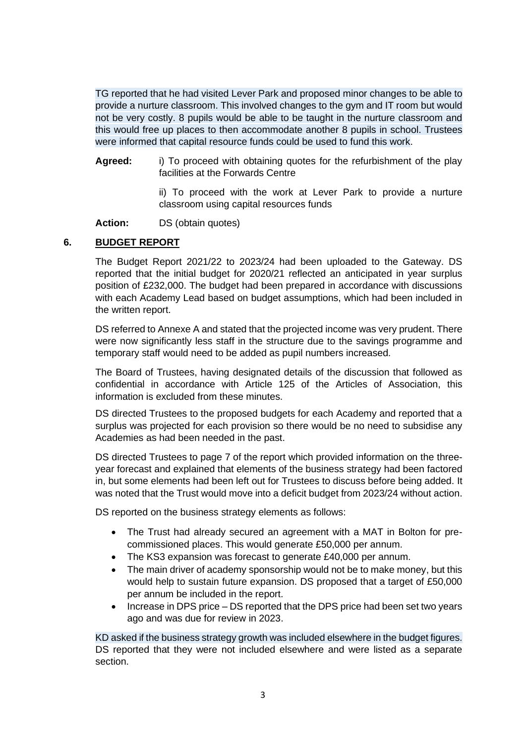TG reported that he had visited Lever Park and proposed minor changes to be able to provide a nurture classroom. This involved changes to the gym and IT room but would not be very costly. 8 pupils would be able to be taught in the nurture classroom and this would free up places to then accommodate another 8 pupils in school. Trustees were informed that capital resource funds could be used to fund this work.

**Agreed:** i) To proceed with obtaining quotes for the refurbishment of the play facilities at the Forwards Centre

ii) To proceed with the work at Lever Park to provide a nurture classroom using capital resources funds

**Action:** DS (obtain quotes)

## 6. BUDGET REPORT

The Budget Report 2021/22 to 2023/24 had been uploaded to the Gateway. DS reported that the initial budget for 2020/21 reflected an anticipated in year surplus position of £232,000. The budget had been prepared in accordance with discussions with each Academy Lead based on budget assumptions, which had been included in the written report.

DS referred to Annexe A and stated that the projected income was very prudent. There were now significantly less staff in the structure due to the savings programme and temporary staff would need to be added as pupil numbers increased.

The Board of Trustees, having designated details of the discussion that followed as confidential in accordance with Article 125 of the Articles of Association, this information is excluded from these minutes.

DS directed Trustees to the proposed budgets for each Academy and reported that a surplus was projected for each provision so there would be no need to subsidise any Academies as had been needed in the past.

DS directed Trustees to page 7 of the report which provided information on the three-year forecast and explained that elements of the business strategy had been factored in, but some elements had been left out for Trustees to discuss before being added. It was noted that the Trust would move into a deficit budget from 2023/24 without action.

DS reported on the business strategy elements as follows:

- The Trust had already secured an agreement with a MAT in Bolton for pre-commissioned places. This would generate £50,000 per annum.
- The KS3 expansion was forecast to generate £40,000 per annum.
- The main driver of academy sponsorship would not be to make money, but this would help to sustain future expansion. DS proposed that a target of £50,000 per annum be included in the report.
- Increase in DPS price – DS reported that the DPS price had been set two years ago and was due for review in 2023.

KD asked if the business strategy growth was included elsewhere in the budget figures. DS reported that they were not included elsewhere and were listed as a separate section.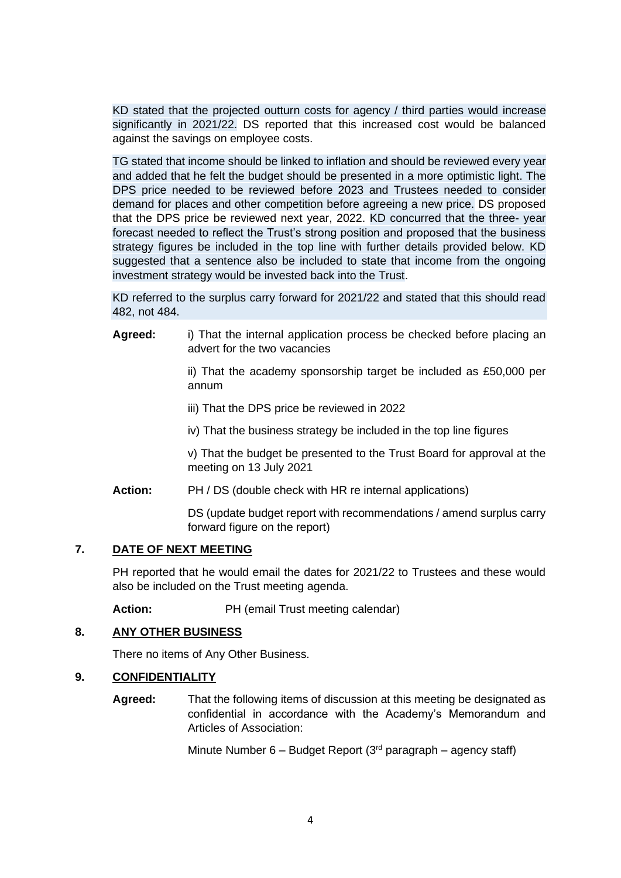KD stated that the projected outturn costs for agency / third parties would increase significantly in 2021/22. DS reported that this increased cost would be balanced against the savings on employee costs.

TG stated that income should be linked to inflation and should be reviewed every year and added that he felt the budget should be presented in a more optimistic light. The DPS price needed to be reviewed before 2023 and Trustees needed to consider demand for places and other competition before agreeing a new price. DS proposed that the DPS price be reviewed next year, 2022. KD concurred that the three- year forecast needed to reflect the Trust's strong position and proposed that the business strategy figures be included in the top line with further details provided below. KD suggested that a sentence also be included to state that income from the ongoing investment strategy would be invested back into the Trust.

KD referred to the surplus carry forward for 2021/22 and stated that this should read 482, not 484.

**Agreed:** i) That the internal application process be checked before placing an advert for the two vacancies

ii) That the academy sponsorship target be included as £50,000 per annum

iii) That the DPS price be reviewed in 2022

iv) That the business strategy be included in the top line figures

v) That the budget be presented to the Trust Board for approval at the meeting on 13 July 2021

**Action:** PH / DS (double check with HR re internal applications)

DS (update budget report with recommendations / amend surplus carry forward figure on the report)

## 7. DATE OF NEXT MEETING

PH reported that he would email the dates for 2021/22 to Trustees and these would also be included on the Trust meeting agenda.

**Action:** PH (email Trust meeting calendar)

## 8. ANY OTHER BUSINESS

There no items of Any Other Business.

## 9. CONFIDENTIALITY

**Agreed:** That the following items of discussion at this meeting be designated as confidential in accordance with the Academy's Memorandum and Articles of Association:

Minute Number 6 – Budget Report (3rd paragraph – agency staff)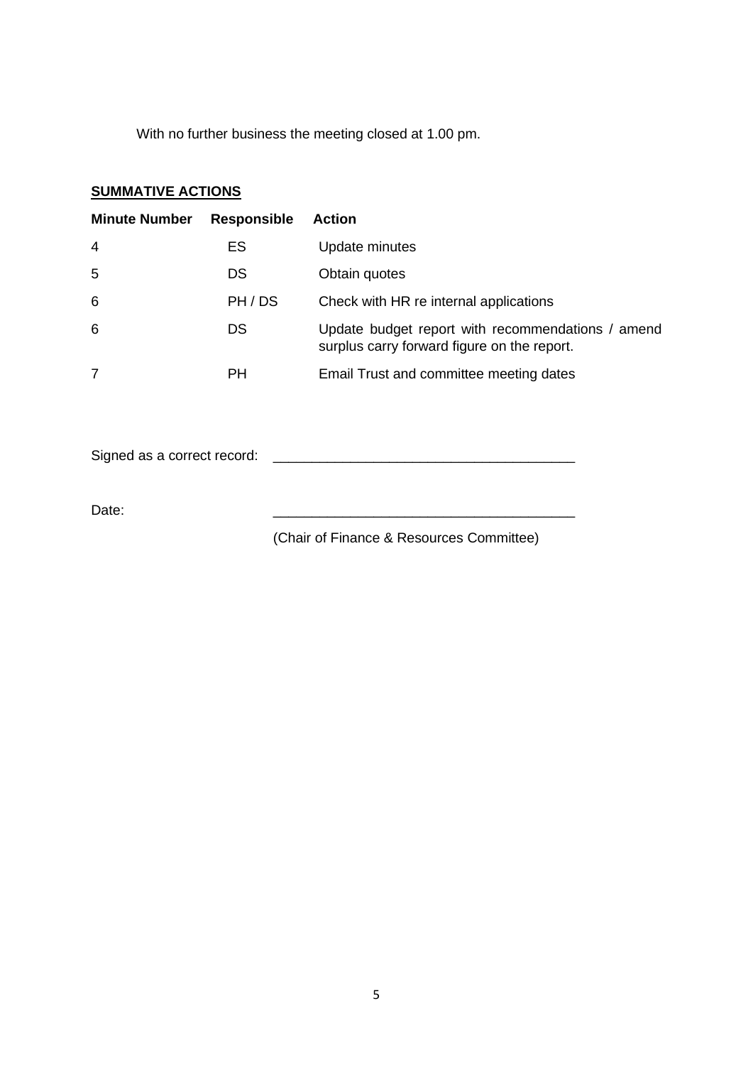With no further business the meeting closed at 1.00 pm.

**SUMMATIVE ACTIONS**

| Minute Number | Responsible | Action |
|---|---|---|
| 4 | ES | Update minutes |
| 5 | DS | Obtain quotes |
| 6 | PH / DS | Check with HR re internal applications |
| 6 | DS | Update budget report with recommendations / amend surplus carry forward figure on the report. |
| 7 | PH | Email Trust and committee meeting dates |

Signed as a correct record: _______________________________________

Date: _______________________________________

(Chair of Finance & Resources Committee)